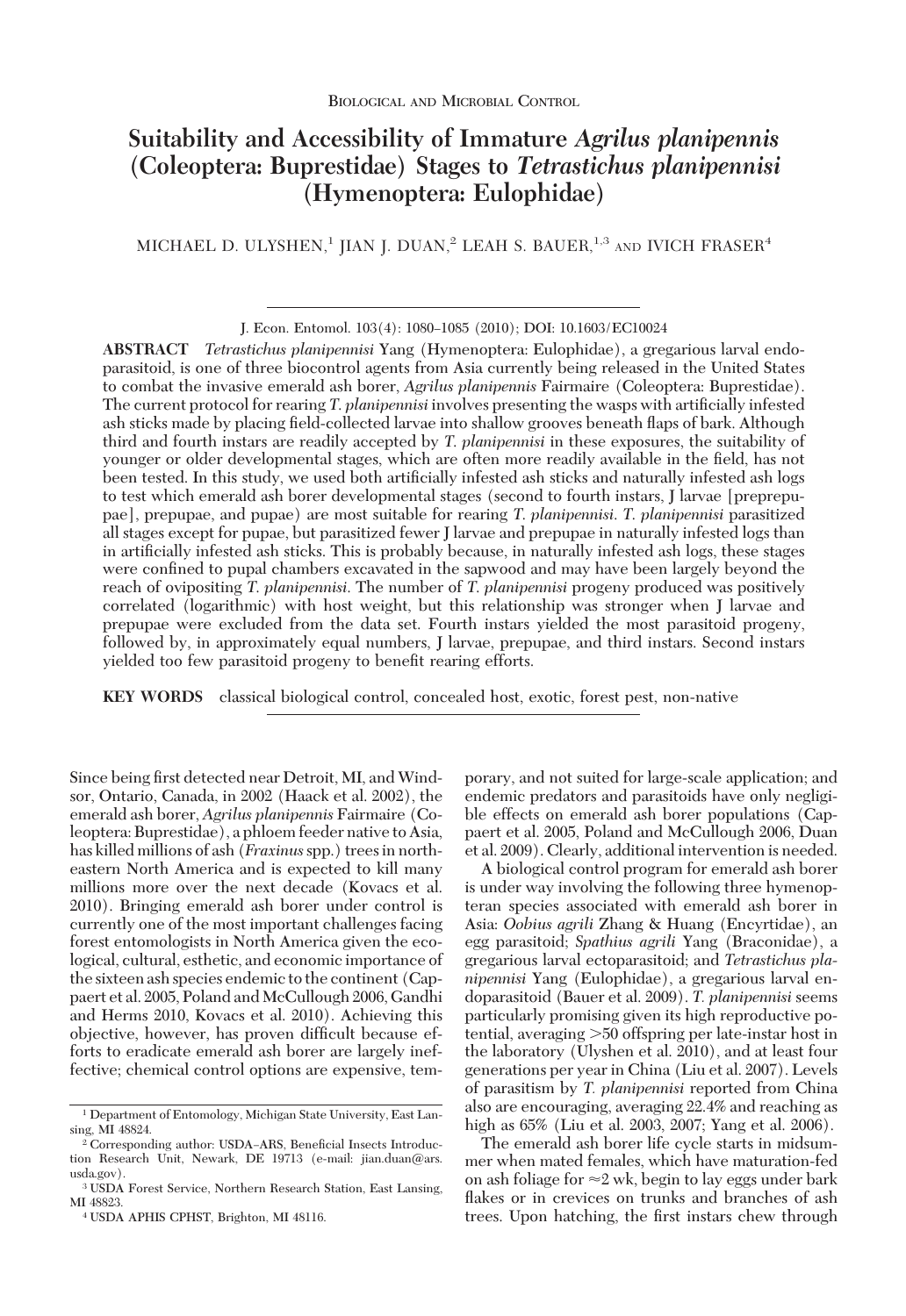Biological and Microbial Control

# Suitability and Accessibility of Immature *Agrilus planipennis* (Coleoptera: Buprestidae) Stages to *Tetrastichus planipennisi* (Hymenoptera: Eulophidae)

MICHAEL D. ULYSHEN,[1] JIAN J. DUAN,[2] LEAH S. BAUER,[1,3] AND IVICH FRASER[4]

J. Econ. Entomol. 103(4): 1080–1085 (2010); DOI: 10.1603/EC10024

**ABSTRACT** *Tetrastichus planipennisi* Yang (Hymenoptera: Eulophidae), a gregarious larval endoparasitoid, is one of three biocontrol agents from Asia currently being released in the United States to combat the invasive emerald ash borer, *Agrilus planipennis* Fairmaire (Coleoptera: Buprestidae). The current protocol for rearing *T. planipennisi* involves presenting the wasps with artificially infested ash sticks made by placing field-collected larvae into shallow grooves beneath flaps of bark. Although third and fourth instars are readily accepted by *T. planipennisi* in these exposures, the suitability of younger or older developmental stages, which are often more readily available in the field, has not been tested. In this study, we used both artificially infested ash sticks and naturally infested ash logs to test which emerald ash borer developmental stages (second to fourth instars, J larvae [prepupae], prepupae, and pupae) are most suitable for rearing *T. planipennisi*. *T. planipennisi* parasitized all stages except for pupae, but parasitized fewer J larvae and prepupae in naturally infested logs than in artificially infested ash sticks. This is probably because, in naturally infested ash logs, these stages were confined to pupal chambers excavated in the sapwood and may have been largely beyond the reach of ovipositing *T. planipennisi*. The number of *T. planipennisi* progeny produced was positively correlated (logarithmic) with host weight, but this relationship was stronger when J larvae and prepupae were excluded from the data set. Fourth instars yielded the most parasitoid progeny, followed by, in approximately equal numbers, J larvae, prepupae, and third instars. Second instars yielded too few parasitoid progeny to benefit rearing efforts.

**KEY WORDS** classical biological control, concealed host, exotic, forest pest, non-native

Since being first detected near Detroit, MI, and Windsor, Ontario, Canada, in 2002 (Haack et al. 2002), the emerald ash borer, *Agrilus planipennis* Fairmaire (Coleoptera: Buprestidae), a phloem feeder native to Asia, has killed millions of ash (*Fraxinus* spp.) trees in northeastern North America and is expected to kill many millions more over the next decade (Kovacs et al. 2010). Bringing emerald ash borer under control is currently one of the most important challenges facing forest entomologists in North America given the ecological, cultural, esthetic, and economic importance of the sixteen ash species endemic to the continent (Cappaert et al. 2005, Poland and McCullough 2006, Gandhi and Herms 2010, Kovacs et al. 2010). Achieving this objective, however, has proven difficult because efforts to eradicate emerald ash borer are largely ineffective; chemical control options are expensive, temporary, and not suited for large-scale application; and endemic predators and parasitoids have only negligible effects on emerald ash borer populations (Cappaert et al. 2005, Poland and McCullough 2006, Duan et al. 2009). Clearly, additional intervention is needed.

A biological control program for emerald ash borer is under way involving the following three hymenopteran species associated with emerald ash borer in Asia: *Oobius agrili* Zhang & Huang (Encyrtidae), an egg parasitoid; *Spathius agrili* Yang (Braconidae), a gregarious larval ectoparasitoid; and *Tetrastichus planipennisi* Yang (Eulophidae), a gregarious larval endoparasitoid (Bauer et al. 2009). *T. planipennisi* seems particularly promising given its high reproductive potential, averaging >50 offspring per late-instar host in the laboratory (Ulyshen et al. 2010), and at least four generations per year in China (Liu et al. 2007). Levels of parasitism by *T. planipennisi* reported from China also are encouraging, averaging 22.4% and reaching as high as 65% (Liu et al. 2003, 2007; Yang et al. 2006).

The emerald ash borer life cycle starts in midsummer when mated females, which have maturation-fed on ash foliage for ≈2 wk, begin to lay eggs under bark flakes or in crevices on trunks and branches of ash trees. Upon hatching, the first instars chew through

[1] Department of Entomology, Michigan State University, East Lansing, MI 48824.

[2] Corresponding author: USDA–ARS, Beneficial Insects Introduction Research Unit, Newark, DE 19713 (e-mail: jian.duan@ars.usda.gov).

[3] USDA Forest Service, Northern Research Station, East Lansing, MI 48823.

[4] USDA APHIS CPHST, Brighton, MI 48116.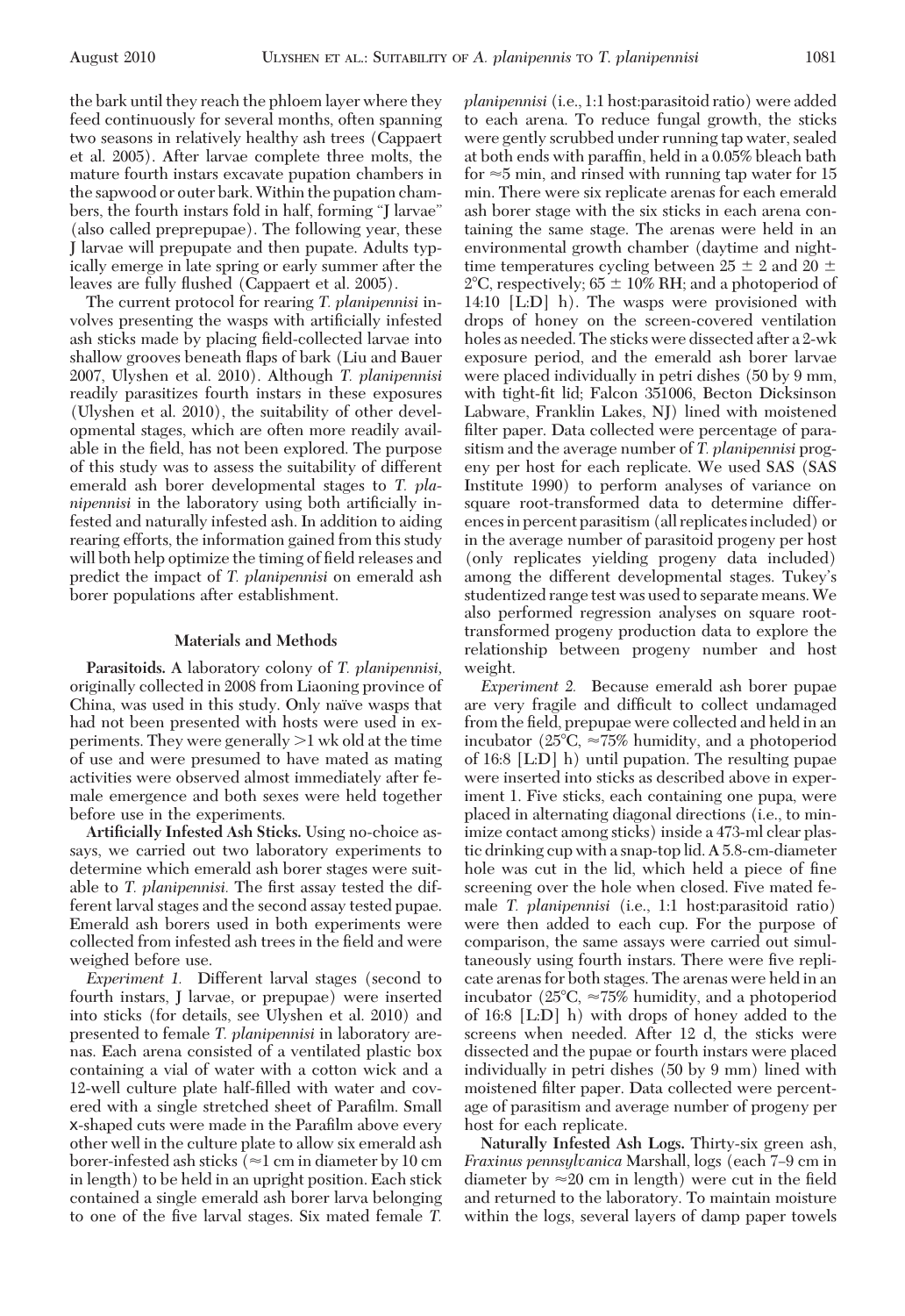the bark until they reach the phloem layer where they feed continuously for several months, often spanning two seasons in relatively healthy ash trees (Cappaert et al. 2005). After larvae complete three molts, the mature fourth instars excavate pupation chambers in the sapwood or outer bark. Within the pupation chambers, the fourth instars fold in half, forming "J larvae" (also called preprepupae). The following year, these J larvae will prepupate and then pupate. Adults typically emerge in late spring or early summer after the leaves are fully flushed (Cappaert et al. 2005).

The current protocol for rearing *T. planipennisi* involves presenting the wasps with artificially infested ash sticks made by placing field-collected larvae into shallow grooves beneath flaps of bark (Liu and Bauer 2007, Ulyshen et al. 2010). Although *T. planipennisi* readily parasitizes fourth instars in these exposures (Ulyshen et al. 2010), the suitability of other developmental stages, which are often more readily available in the field, has not been explored. The purpose of this study was to assess the suitability of different emerald ash borer developmental stages to *T. planipennisi* in the laboratory using both artificially infested and naturally infested ash. In addition to aiding rearing efforts, the information gained from this study will both help optimize the timing of field releases and predict the impact of *T. planipennisi* on emerald ash borer populations after establishment.

## Materials and Methods

**Parasitoids.** A laboratory colony of *T. planipennisi*, originally collected in 2008 from Liaoning province of China, was used in this study. Only naïve wasps that had not been presented with hosts were used in experiments. They were generally >1 wk old at the time of use and were presumed to have mated as mating activities were observed almost immediately after female emergence and both sexes were held together before use in the experiments.

**Artificially Infested Ash Sticks.** Using no-choice assays, we carried out two laboratory experiments to determine which emerald ash borer stages were suitable to *T. planipennisi*. The first assay tested the different larval stages and the second assay tested pupae. Emerald ash borers used in both experiments were collected from infested ash trees in the field and were weighed before use.

*Experiment 1.* Different larval stages (second to fourth instars, J larvae, or prepupae) were inserted into sticks (for details, see Ulyshen et al. 2010) and presented to female *T. planipennisi* in laboratory arenas. Each arena consisted of a ventilated plastic box containing a vial of water with a cotton wick and a 12-well culture plate half-filled with water and covered with a single stretched sheet of Parafilm. Small x-shaped cuts were made in the Parafilm above every other well in the culture plate to allow six emerald ash borer-infested ash sticks (≈1 cm in diameter by 10 cm in length) to be held in an upright position. Each stick contained a single emerald ash borer larva belonging to one of the five larval stages. Six mated female *T. planipennisi* (i.e., 1:1 host:parasitoid ratio) were added to each arena. To reduce fungal growth, the sticks were gently scrubbed under running tap water, sealed at both ends with paraffin, held in a 0.05% bleach bath for ≈5 min, and rinsed with running tap water for 15 min. There were six replicate arenas for each emerald ash borer stage with the six sticks in each arena containing the same stage. The arenas were held in an environmental growth chamber (daytime and nighttime temperatures cycling between 25 ± 2 and 20 ± 2°C, respectively; 65 ± 10% RH; and a photoperiod of 14:10 [L:D] h). The wasps were provisioned with drops of honey on the screen-covered ventilation holes as needed. The sticks were dissected after a 2-wk exposure period, and the emerald ash borer larvae were placed individually in petri dishes (50 by 9 mm, with tight-fit lid; Falcon 351006, Becton Dicksinson Labware, Franklin Lakes, NJ) lined with moistened filter paper. Data collected were percentage of parasitism and the average number of *T. planipennisi* progeny per host for each replicate. We used SAS (SAS Institute 1990) to perform analyses of variance on square root-transformed data to determine differences in percent parasitism (all replicates included) or in the average number of parasitoid progeny per host (only replicates yielding progeny data included) among the different developmental stages. Tukey's studentized range test was used to separate means. We also performed regression analyses on square root-transformed progeny production data to explore the relationship between progeny number and host weight.

*Experiment 2.* Because emerald ash borer pupae are very fragile and difficult to collect undamaged from the field, prepupae were collected and held in an incubator (25°C, ≈75% humidity, and a photoperiod of 16:8 [L:D] h) until pupation. The resulting pupae were inserted into sticks as described above in experiment 1. Five sticks, each containing one pupa, were placed in alternating diagonal directions (i.e., to minimize contact among sticks) inside a 473-ml clear plastic drinking cup with a snap-top lid. A 5.8-cm-diameter hole was cut in the lid, which held a piece of fine screening over the hole when closed. Five mated female *T. planipennisi* (i.e., 1:1 host:parasitoid ratio) were then added to each cup. For the purpose of comparison, the same assays were carried out simultaneously using fourth instars. There were five replicate arenas for both stages. The arenas were held in an incubator (25°C, ≈75% humidity, and a photoperiod of 16:8 [L:D] h) with drops of honey added to the screens when needed. After 12 d, the sticks were dissected and the pupae or fourth instars were placed individually in petri dishes (50 by 9 mm) lined with moistened filter paper. Data collected were percentage of parasitism and average number of progeny per host for each replicate.

**Naturally Infested Ash Logs.** Thirty-six green ash, *Fraxinus pennsylvanica* Marshall, logs (each 7–9 cm in diameter by ≈20 cm in length) were cut in the field and returned to the laboratory. To maintain moisture within the logs, several layers of damp paper towels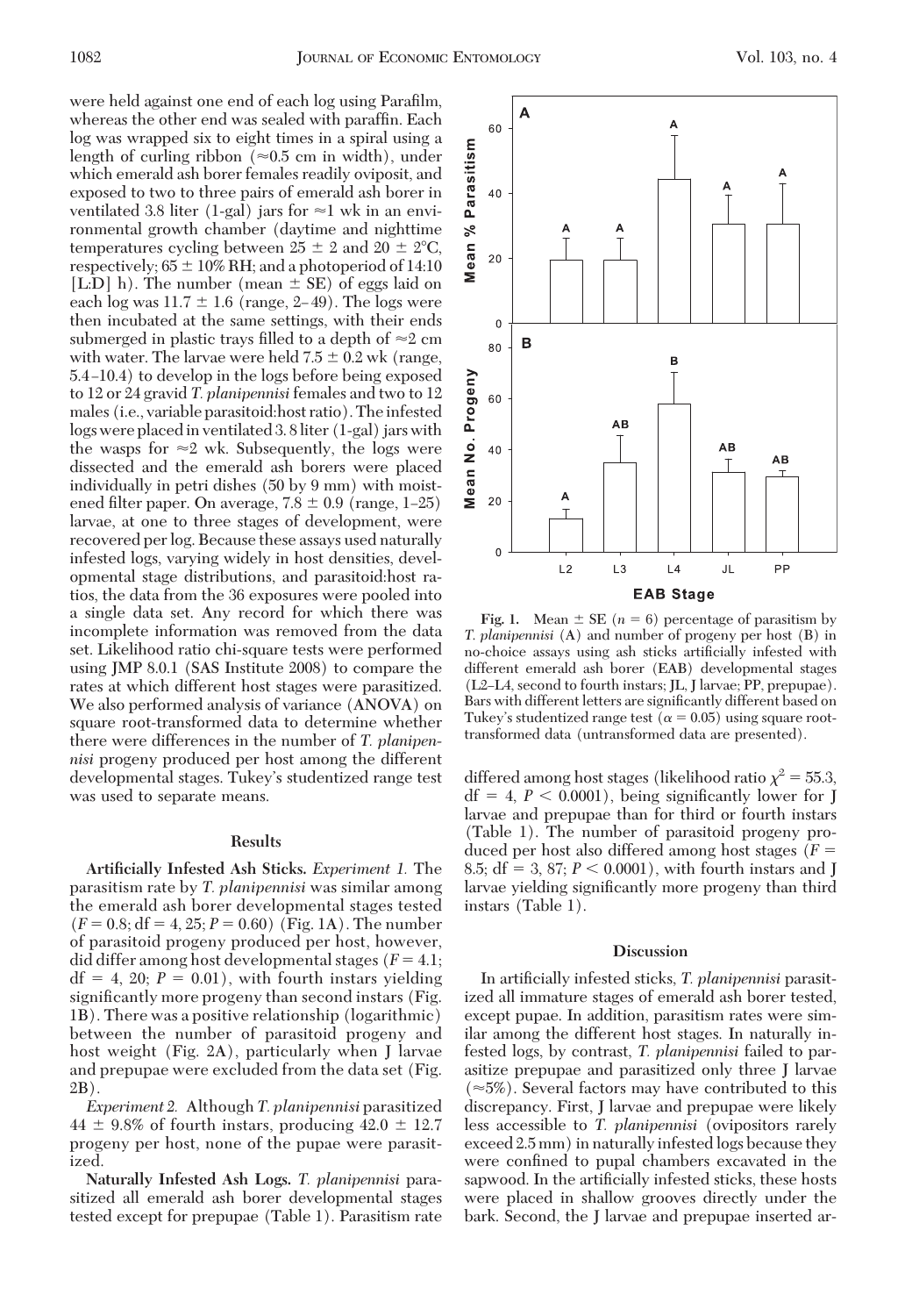were held against one end of each log using Parafilm, whereas the other end was sealed with paraffin. Each log was wrapped six to eight times in a spiral using a length of curling ribbon (≈0.5 cm in width), under which emerald ash borer females readily oviposit, and exposed to two to three pairs of emerald ash borer in ventilated 3.8 liter (1-gal) jars for ≈1 wk in an environmental growth chamber (daytime and nighttime temperatures cycling between 25 ± 2 and 20 ± 2°C, respectively; 65 ± 10% RH; and a photoperiod of 14:10 [L:D] h). The number (mean ± SE) of eggs laid on each log was 11.7 ± 1.6 (range, 2–49). The logs were then incubated at the same settings, with their ends submerged in plastic trays filled to a depth of ≈2 cm with water. The larvae were held 7.5 ± 0.2 wk (range, 5.4–10.4) to develop in the logs before being exposed to 12 or 24 gravid *T. planipennisi* females and two to 12 males (i.e., variable parasitoid:host ratio). The infested logs were placed in ventilated 3.8 liter (1-gal) jars with the wasps for ≈2 wk. Subsequently, the logs were dissected and the emerald ash borers were placed individually in petri dishes (50 by 9 mm) with moistened filter paper. On average, 7.8 ± 0.9 (range, 1–25) larvae, at one to three stages of development, were recovered per log. Because these assays used naturally infested logs, varying widely in host densities, developmental stage distributions, and parasitoid:host ratios, the data from the 36 exposures were pooled into a single data set. Any record for which there was incomplete information was removed from the data set. Likelihood ratio chi-square tests were performed using JMP 8.0.1 (SAS Institute 2008) to compare the rates at which different host stages were parasitized. We also performed analysis of variance (ANOVA) on square root-transformed data to determine whether there were differences in the number of *T. planipennisi* progeny produced per host among the different developmental stages. Tukey's studentized range test was used to separate means.

## Results

**Artificially Infested Ash Sticks.** *Experiment 1.* The parasitism rate by *T. planipennisi* was similar among the emerald ash borer developmental stages tested ($F = 0.8$; df = 4, 25; $P = 0.60$) (Fig. 1A). The number of parasitoid progeny produced per host, however, did differ among host developmental stages ($F = 4.1$; df = 4, 20; $P = 0.01$), with fourth instars yielding significantly more progeny than second instars (Fig. 1B). There was a positive relationship (logarithmic) between the number of parasitoid progeny and host weight (Fig. 2A), particularly when J larvae and prepupae were excluded from the data set (Fig. 2B).

*Experiment 2.* Although *T. planipennisi* parasitized 44 ± 9.8% of fourth instars, producing 42.0 ± 12.7 progeny per host, none of the pupae were parasitized.

**Naturally Infested Ash Logs.** *T. planipennisi* parasitized all emerald ash borer developmental stages tested except for prepupae (Table 1). Parasitism rate differed among host stages (likelihood ratio $\chi^2 = 55.3$, df = 4, $P < 0.0001$), being significantly lower for J larvae and prepupae than for third or fourth instars (Table 1). The number of parasitoid progeny produced per host also differed among host stages ($F = 8.5$; df = 3, 87; $P < 0.0001$), with fourth instars and J larvae yielding significantly more progeny than third instars (Table 1).

**Fig. 1.** Mean ± SE ($n = 6$) percentage of parasitism by *T. planipennisi* (A) and number of progeny per host (B) in no-choice assays using ash sticks artificially infested with different emerald ash borer (EAB) developmental stages (L2–L4, second to fourth instars; JL, J larvae; PP, prepupae). Bars with different letters are significantly different based on Tukey's studentized range test ($\alpha = 0.05$) using square root-transformed data (untransformed data are presented).

## Discussion

In artificially infested sticks, *T. planipennisi* parasitized all immature stages of emerald ash borer tested, except pupae. In addition, parasitism rates were similar among the different host stages. In naturally infested logs, by contrast, *T. planipennisi* failed to parasitize prepupae and parasitized only three J larvae (≈5%). Several factors may have contributed to this discrepancy. First, J larvae and prepupae were likely less accessible to *T. planipennisi* (ovipositors rarely exceed 2.5 mm) in naturally infested logs because they were confined to pupal chambers excavated in the sapwood. In the artificially infested sticks, these hosts were placed in shallow grooves directly under the bark. Second, the J larvae and prepupae inserted ar-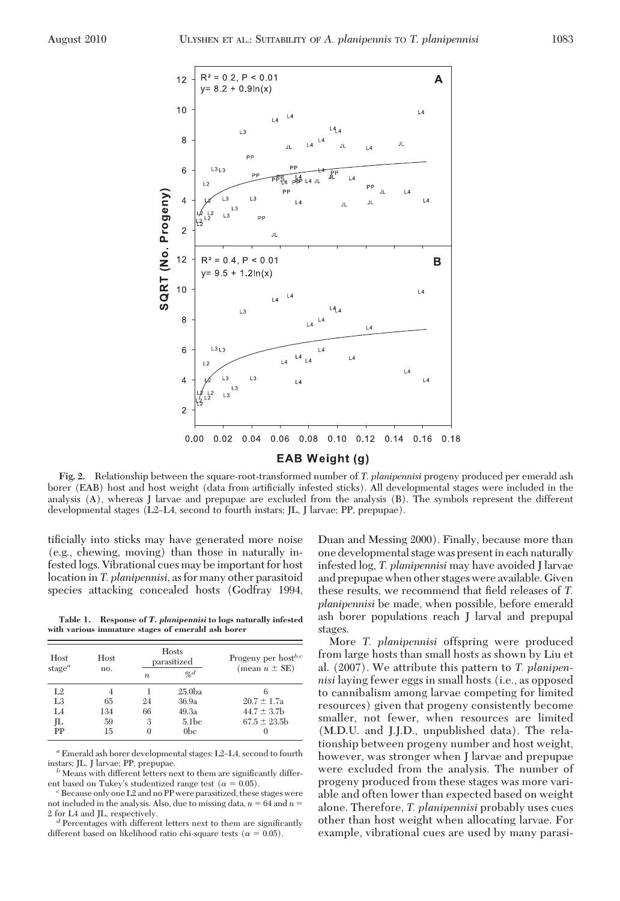**Fig. 2.** Relationship between the square-root-transformed number of *T. planipennisi* progeny produced per emerald ash borer (EAB) host and host weight (data from artificially infested sticks). All developmental stages were included in the analysis (A), whereas J larvae and prepupae are excluded from the analysis (B). The symbols represent the different developmental stages (L2–L4, second to fourth instars; JL, J larvae; PP, prepupae).

tificially into sticks may have generated more noise (e.g., chewing, moving) than those in naturally infested logs. Vibrational cues may be important for host location in *T. planipennisi*, as for many other parasitoid species attacking concealed hosts (Godfray 1994, Duan and Messing 2000). Finally, because more than one developmental stage was present in each naturally infested log, *T. planipennisi* may have avoided J larvae and prepupae when other stages were available. Given these results, we recommend that field releases of *T. planipennisi* be made, when possible, before emerald ash borer populations reach J larval and prepupal stages.

**Table 1. Response of *T. planipennisi* to logs naturally infested with various immature stages of emerald ash borer**

| Host stage[a] | Host no. | Hosts parasitized | | Progeny per host[b,c] (mean $n$ ± SE) |
|---|---|---|---|---|
| | | $n$ | %[d] | |
| L2 | 4 | 1 | 25.0ba | 6 |
| L3 | 65 | 24 | 36.9a | 20.7 ± 1.7a |
| L4 | 134 | 66 | 49.3a | 44.7 ± 3.7b |
| JL | 59 | 3 | 5.1bc | 67.5 ± 23.5b |
| PP | 15 | 0 | 0bc | 0 |

[a] Emerald ash borer developmental stages: L2–L4, second to fourth instars; JL, J larvae; PP, prepupae.

[b] Means with different letters next to them are significantly different based on Tukey's studentized range test ($\alpha$ = 0.05).

[c] Because only one L2 and no PP were parasitized, these stages were not included in the analysis. Also, due to missing data, $n$ = 64 and $n$ = 2 for L4 and JL, respectively.

[d] Percentages with different letters next to them are significantly different based on likelihood ratio chi-square tests ($\alpha$ = 0.05).

More *T. planipennisi* offspring were produced from large hosts than small hosts as shown by Liu et al. (2007). We attribute this pattern to *T. planipennisi* laying fewer eggs in small hosts (i.e., as opposed to cannibalism among larvae competing for limited resources) given that progeny consistently become smaller, not fewer, when resources are limited (M.D.U. and J.J.D., unpublished data). The relationship between progeny number and host weight, however, was stronger when J larvae and prepupae were excluded from the analysis. The number of progeny produced from these stages was more variable and often lower than expected based on weight alone. Therefore, *T. planipennisi* probably uses cues other than host weight when allocating larvae. For example, vibrational cues are used by many parasi-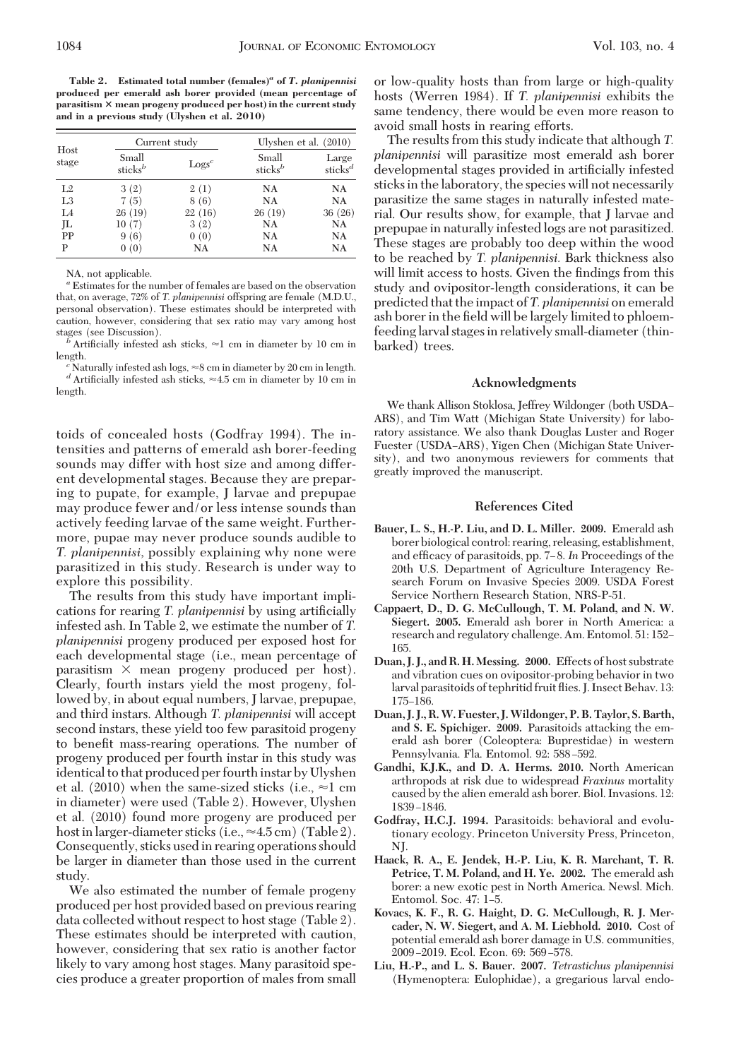**Table 2. Estimated total number (females)[a] of *T. planipennisi* produced per emerald ash borer provided (mean percentage of parasitism × mean progeny produced per host) in the current study and in a previous study (Ulyshen et al. 2010)**

| Host stage | Current study | | Ulyshen et al. (2010) | |
|---|---|---|---|---|
| | Small sticks[b] | Logs[c] | Small sticks[b] | Large sticks[d] |
| L2 | 3 (2) | 2 (1) | NA | NA |
| L3 | 7 (5) | 8 (6) | NA | NA |
| L4 | 26 (19) | 22 (16) | 26 (19) | 36 (26) |
| JL | 10 (7) | 3 (2) | NA | NA |
| PP | 9 (6) | 0 (0) | NA | NA |
| P | 0 (0) | NA | NA | NA |

NA, not applicable.

[a] Estimates for the number of females are based on the observation that, on average, 72% of *T. planipennisi* offspring are female (M.D.U., personal observation). These estimates should be interpreted with caution, however, considering that sex ratio may vary among host stages (see Discussion).

[b] Artificially infested ash sticks, ≈1 cm in diameter by 10 cm in length.

[c] Naturally infested ash logs, ≈8 cm in diameter by 20 cm in length.

[d] Artificially infested ash sticks, ≈4.5 cm in diameter by 10 cm in length.

toids of concealed hosts (Godfray 1994). The intensities and patterns of emerald ash borer-feeding sounds may differ with host size and among different developmental stages. Because they are preparing to pupate, for example, J larvae and prepupae may produce fewer and/or less intense sounds than actively feeding larvae of the same weight. Furthermore, pupae may never produce sounds audible to *T. planipennisi*, possibly explaining why none were parasitized in this study. Research is under way to explore this possibility.

The results from this study have important implications for rearing *T. planipennisi* by using artificially infested ash. In Table 2, we estimate the number of *T. planipennisi* progeny produced per exposed host for each developmental stage (i.e., mean percentage of parasitism × mean progeny produced per host). Clearly, fourth instars yield the most progeny, followed by, in about equal numbers, J larvae, prepupae, and third instars. Although *T. planipennisi* will accept second instars, these yield too few parasitoid progeny to benefit mass-rearing operations. The number of progeny produced per fourth instar in this study was identical to that produced per fourth instar by Ulyshen et al. (2010) when the same-sized sticks (i.e., ≈1 cm in diameter) were used (Table 2). However, Ulyshen et al. (2010) found more progeny are produced per host in larger-diameter sticks (i.e., ≈4.5 cm) (Table 2). Consequently, sticks used in rearing operations should be larger in diameter than those used in the current study.

We also estimated the number of female progeny produced per host provided based on previous rearing data collected without respect to host stage (Table 2). These estimates should be interpreted with caution, however, considering that sex ratio is another factor likely to vary among host stages. Many parasitoid species produce a greater proportion of males from small or low-quality hosts than from large or high-quality hosts (Werren 1984). If *T. planipennisi* exhibits the same tendency, there would be even more reason to avoid small hosts in rearing efforts.

The results from this study indicate that although *T. planipennisi* will parasitize most emerald ash borer developmental stages provided in artificially infested sticks in the laboratory, the species will not necessarily parasitize the same stages in naturally infested material. Our results show, for example, that J larvae and prepupae in naturally infested logs are not parasitized. These stages are probably too deep within the wood to be reached by *T. planipennisi.* Bark thickness also will limit access to hosts. Given the findings from this study and ovipositor-length considerations, it can be predicted that the impact of *T. planipennisi* on emerald ash borer in the field will be largely limited to phloem-feeding larval stages in relatively small-diameter (thin-barked) trees.

## Acknowledgments

We thank Allison Stoklosa, Jeffrey Wildonger (both USDA–ARS), and Tim Watt (Michigan State University) for laboratory assistance. We also thank Douglas Luster and Roger Fuester (USDA–ARS), Yigen Chen (Michigan State University), and two anonymous reviewers for comments that greatly improved the manuscript.

## References Cited

**Bauer, L. S., H.-P. Liu, and D. L. Miller. 2009.** Emerald ash borer biological control: rearing, releasing, establishment, and efficacy of parasitoids, pp. 7–8. *In* Proceedings of the 20th U.S. Department of Agriculture Interagency Research Forum on Invasive Species 2009. USDA Forest Service Northern Research Station, NRS-P-51.

**Cappaert, D., D. G. McCullough, T. M. Poland, and N. W. Siegert. 2005.** Emerald ash borer in North America: a research and regulatory challenge. Am. Entomol. 51: 152–165.

**Duan, J. J., and R. H. Messing. 2000.** Effects of host substrate and vibration cues on ovipositor-probing behavior in two larval parasitoids of tephritid fruit flies. J. Insect Behav. 13: 175–186.

**Duan, J. J., R. W. Fuester, J. Wildonger, P. B. Taylor, S. Barth, and S. E. Spichiger. 2009.** Parasitoids attacking the emerald ash borer (Coleoptera: Buprestidae) in western Pennsylvania. Fla. Entomol. 92: 588–592.

**Gandhi, K.J.K., and D. A. Herms. 2010.** North American arthropods at risk due to widespread *Fraxinus* mortality caused by the alien emerald ash borer. Biol. Invasions. 12: 1839–1846.

**Godfray, H.C.J. 1994.** Parasitoids: behavioral and evolutionary ecology. Princeton University Press, Princeton, NJ.

**Haack, R. A., E. Jendek, H.-P. Liu, K. R. Marchant, T. R. Petrice, T. M. Poland, and H. Ye. 2002.** The emerald ash borer: a new exotic pest in North America. Newsl. Mich. Entomol. Soc. 47: 1–5.

**Kovacs, K. F., R. G. Haight, D. G. McCullough, R. J. Mercader, N. W. Siegert, and A. M. Liebhold. 2010.** Cost of potential emerald ash borer damage in U.S. communities, 2009–2019. Ecol. Econ. 69: 569–578.

**Liu, H.-P., and L. S. Bauer. 2007.** *Tetrastichus planipennisi* (Hymenoptera: Eulophidae), a gregarious larval endo-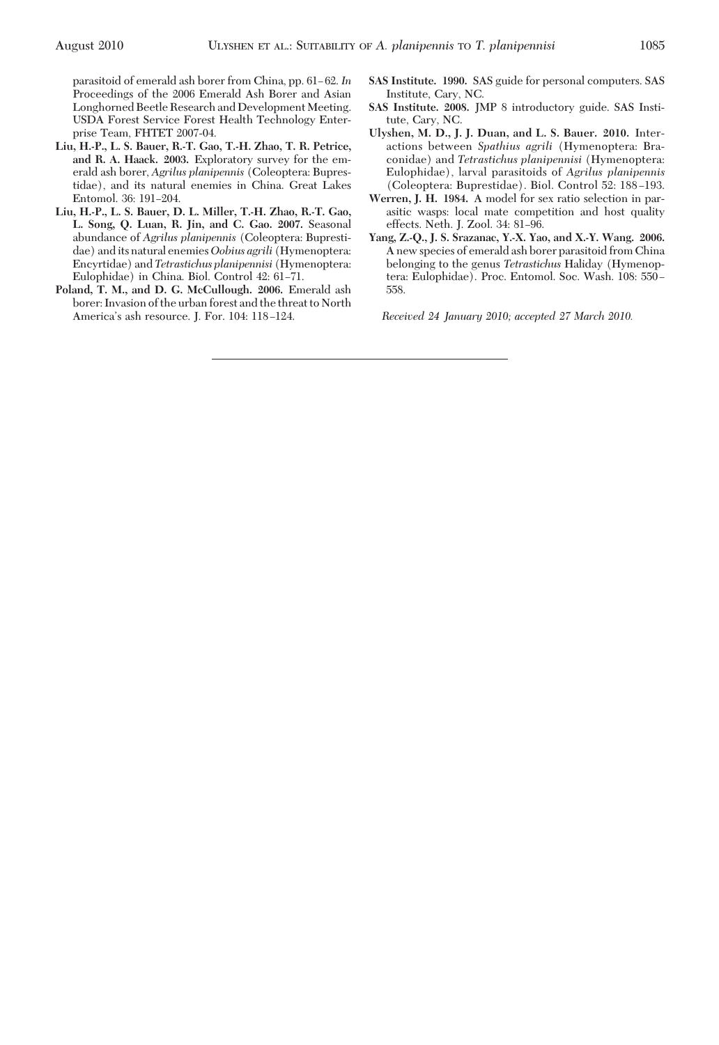parasitoid of emerald ash borer from China, pp. 61–62. *In* Proceedings of the 2006 Emerald Ash Borer and Asian Longhorned Beetle Research and Development Meeting. USDA Forest Service Forest Health Technology Enterprise Team, FHTET 2007-04.

**Liu, H.-P., L. S. Bauer, R.-T. Gao, T.-H. Zhao, T. R. Petrice, and R. A. Haack. 2003.** Exploratory survey for the emerald ash borer, *Agrilus planipennis* (Coleoptera: Buprestidae), and its natural enemies in China. Great Lakes Entomol. 36: 191–204.

**Liu, H.-P., L. S. Bauer, D. L. Miller, T.-H. Zhao, R.-T. Gao, L. Song, Q. Luan, R. Jin, and C. Gao. 2007.** Seasonal abundance of *Agrilus planipennis* (Coleoptera: Buprestidae) and its natural enemies *Oobius agrili* (Hymenoptera: Encyrtidae) and *Tetrastichus planipennisi* (Hymenoptera: Eulophidae) in China. Biol. Control 42: 61–71.

**Poland, T. M., and D. G. McCullough. 2006.** Emerald ash borer: Invasion of the urban forest and the threat to North America's ash resource. J. For. 104: 118–124.

**SAS Institute. 1990.** SAS guide for personal computers. SAS Institute, Cary, NC.

**SAS Institute. 2008.** JMP 8 introductory guide. SAS Institute, Cary, NC.

**Ulyshen, M. D., J. J. Duan, and L. S. Bauer. 2010.** Interactions between *Spathius agrili* (Hymenoptera: Braconidae) and *Tetrastichus planipennisi* (Hymenoptera: Eulophidae), larval parasitoids of *Agrilus planipennis* (Coleoptera: Buprestidae). Biol. Control 52: 188–193.

**Werren, J. H. 1984.** A model for sex ratio selection in parasitic wasps: local mate competition and host quality effects. Neth. J. Zool. 34: 81–96.

**Yang, Z.-Q., J. S. Srazanac, Y.-X. Yao, and X.-Y. Wang. 2006.** A new species of emerald ash borer parasitoid from China belonging to the genus *Tetrastichus* Haliday (Hymenoptera: Eulophidae). Proc. Entomol. Soc. Wash. 108: 550–558.

*Received 24 January 2010; accepted 27 March 2010.*